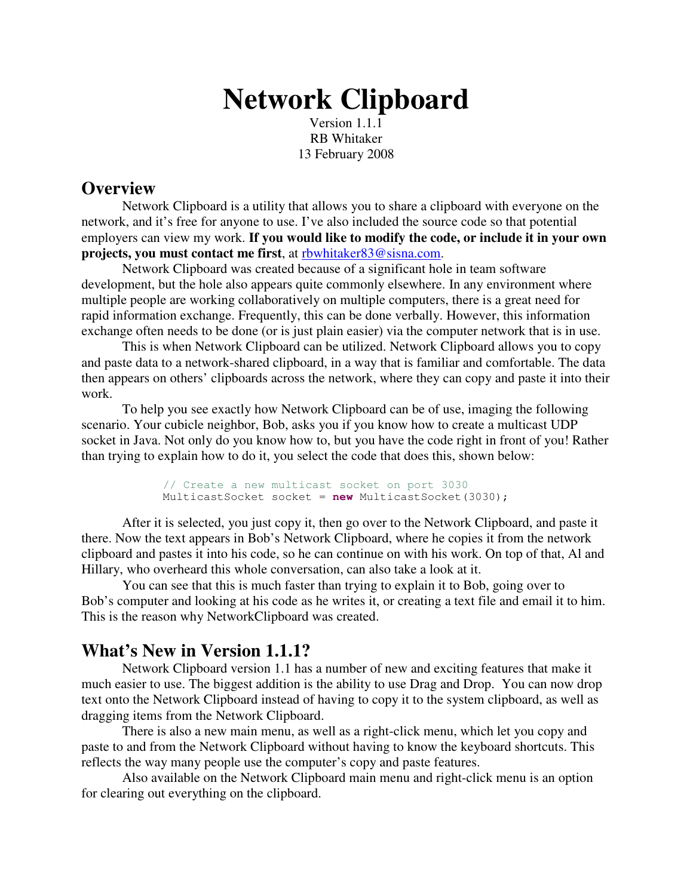# Network Clipboard

Version 1.1.1
RB Whitaker
13 February 2008

## Overview

Network Clipboard is a utility that allows you to share a clipboard with everyone on the network, and it's free for anyone to use. I've also included the source code so that potential employers can view my work. **If you would like to modify the code, or include it in your own projects, you must contact me first**, at rbwhitaker83@sisna.com.

Network Clipboard was created because of a significant hole in team software development, but the hole also appears quite commonly elsewhere. In any environment where multiple people are working collaboratively on multiple computers, there is a great need for rapid information exchange. Frequently, this can be done verbally. However, this information exchange often needs to be done (or is just plain easier) via the computer network that is in use.

This is when Network Clipboard can be utilized. Network Clipboard allows you to copy and paste data to a network-shared clipboard, in a way that is familiar and comfortable. The data then appears on others' clipboards across the network, where they can copy and paste it into their work.

To help you see exactly how Network Clipboard can be of use, imaging the following scenario. Your cubicle neighbor, Bob, asks you if you know how to create a multicast UDP socket in Java. Not only do you know how to, but you have the code right in front of you! Rather than trying to explain how to do it, you select the code that does this, shown below:

```
// Create a new multicast socket on port 3030
MulticastSocket socket = new MulticastSocket(3030);
```

After it is selected, you just copy it, then go over to the Network Clipboard, and paste it there. Now the text appears in Bob's Network Clipboard, where he copies it from the network clipboard and pastes it into his code, so he can continue on with his work. On top of that, Al and Hillary, who overheard this whole conversation, can also take a look at it.

You can see that this is much faster than trying to explain it to Bob, going over to Bob's computer and looking at his code as he writes it, or creating a text file and email it to him. This is the reason why NetworkClipboard was created.

## What's New in Version 1.1.1?

Network Clipboard version 1.1 has a number of new and exciting features that make it much easier to use. The biggest addition is the ability to use Drag and Drop. You can now drop text onto the Network Clipboard instead of having to copy it to the system clipboard, as well as dragging items from the Network Clipboard.

There is also a new main menu, as well as a right-click menu, which let you copy and paste to and from the Network Clipboard without having to know the keyboard shortcuts. This reflects the way many people use the computer's copy and paste features.

Also available on the Network Clipboard main menu and right-click menu is an option for clearing out everything on the clipboard.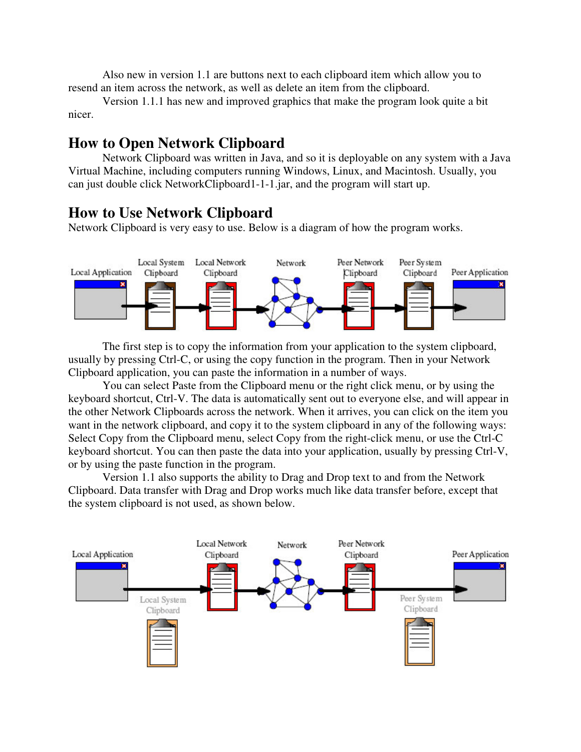Also new in version 1.1 are buttons next to each clipboard item which allow you to resend an item across the network, as well as delete an item from the clipboard.

Version 1.1.1 has new and improved graphics that make the program look quite a bit nicer.

## How to Open Network Clipboard

Network Clipboard was written in Java, and so it is deployable on any system with a Java Virtual Machine, including computers running Windows, Linux, and Macintosh. Usually, you can just double click NetworkClipboard1-1-1.jar, and the program will start up.

## How to Use Network Clipboard

Network Clipboard is very easy to use. Below is a diagram of how the program works.

Local Application → Local System Clipboard → Local Network Clipboard → Network → Peer Network Clipboard → Peer System Clipboard → Peer Application

The first step is to copy the information from your application to the system clipboard, usually by pressing Ctrl-C, or using the copy function in the program. Then in your Network Clipboard application, you can paste the information in a number of ways.

You can select Paste from the Clipboard menu or the right click menu, or by using the keyboard shortcut, Ctrl-V. The data is automatically sent out to everyone else, and will appear in the other Network Clipboards across the network. When it arrives, you can click on the item you want in the network clipboard, and copy it to the system clipboard in any of the following ways: Select Copy from the Clipboard menu, select Copy from the right-click menu, or use the Ctrl-C keyboard shortcut. You can then paste the data into your application, usually by pressing Ctrl-V, or by using the paste function in the program.

Version 1.1 also supports the ability to Drag and Drop text to and from the Network Clipboard. Data transfer with Drag and Drop works much like data transfer before, except that the system clipboard is not used, as shown below.

Local Application → Local Network Clipboard → Network → Peer Network Clipboard → Peer Application

(Local System Clipboard and Peer System Clipboard not used)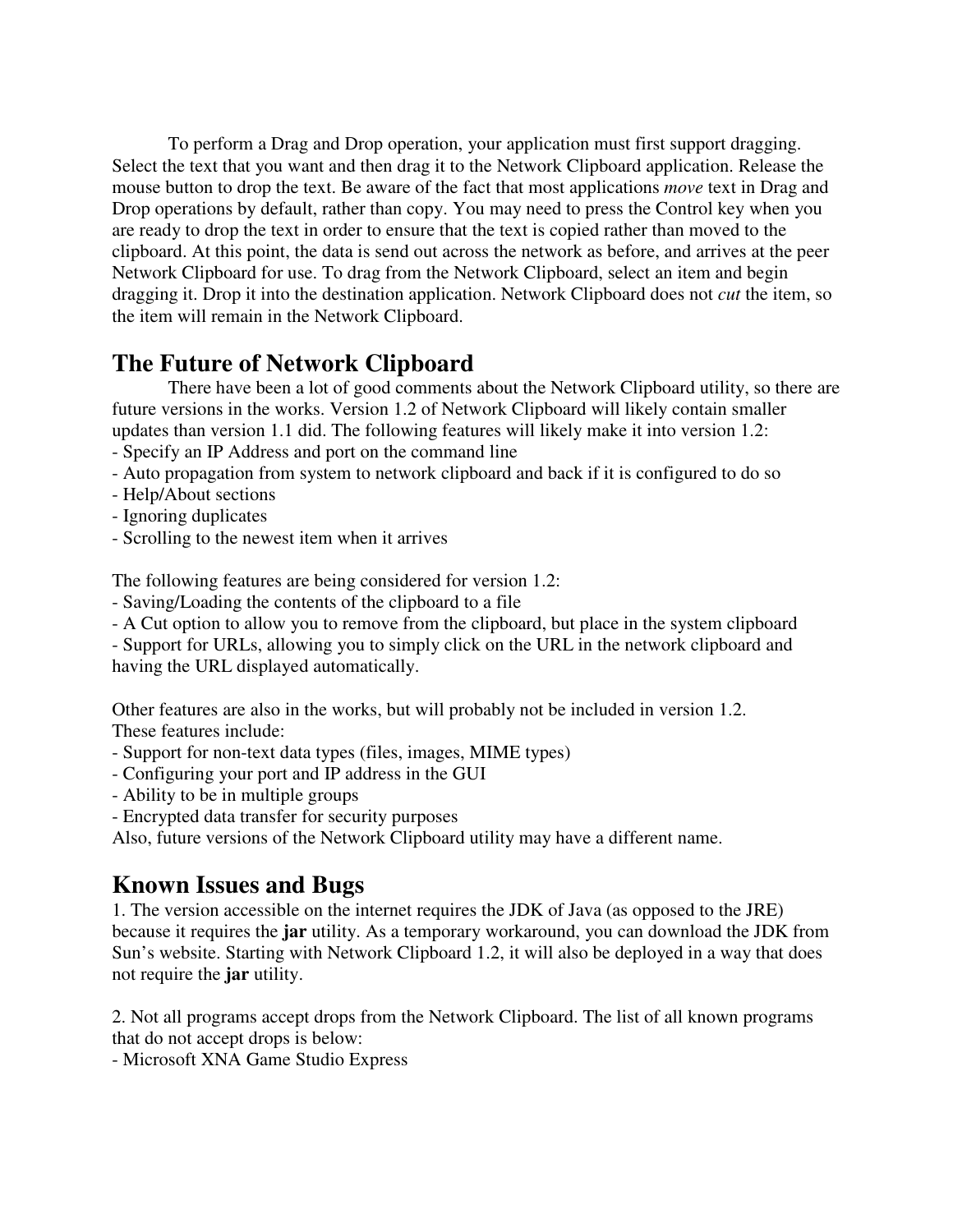To perform a Drag and Drop operation, your application must first support dragging. Select the text that you want and then drag it to the Network Clipboard application. Release the mouse button to drop the text. Be aware of the fact that most applications *move* text in Drag and Drop operations by default, rather than copy. You may need to press the Control key when you are ready to drop the text in order to ensure that the text is copied rather than moved to the clipboard. At this point, the data is send out across the network as before, and arrives at the peer Network Clipboard for use. To drag from the Network Clipboard, select an item and begin dragging it. Drop it into the destination application. Network Clipboard does not *cut* the item, so the item will remain in the Network Clipboard.

## The Future of Network Clipboard

There have been a lot of good comments about the Network Clipboard utility, so there are future versions in the works. Version 1.2 of Network Clipboard will likely contain smaller updates than version 1.1 did. The following features will likely make it into version 1.2:

- Specify an IP Address and port on the command line
- Auto propagation from system to network clipboard and back if it is configured to do so
- Help/About sections
- Ignoring duplicates
- Scrolling to the newest item when it arrives

The following features are being considered for version 1.2:

- Saving/Loading the contents of the clipboard to a file
- A Cut option to allow you to remove from the clipboard, but place in the system clipboard
- Support for URLs, allowing you to simply click on the URL in the network clipboard and having the URL displayed automatically.

Other features are also in the works, but will probably not be included in version 1.2. These features include:

- Support for non-text data types (files, images, MIME types)
- Configuring your port and IP address in the GUI
- Ability to be in multiple groups
- Encrypted data transfer for security purposes

Also, future versions of the Network Clipboard utility may have a different name.

## Known Issues and Bugs

1. The version accessible on the internet requires the JDK of Java (as opposed to the JRE) because it requires the **jar** utility. As a temporary workaround, you can download the JDK from Sun's website. Starting with Network Clipboard 1.2, it will also be deployed in a way that does not require the **jar** utility.

2. Not all programs accept drops from the Network Clipboard. The list of all known programs that do not accept drops is below:

- Microsoft XNA Game Studio Express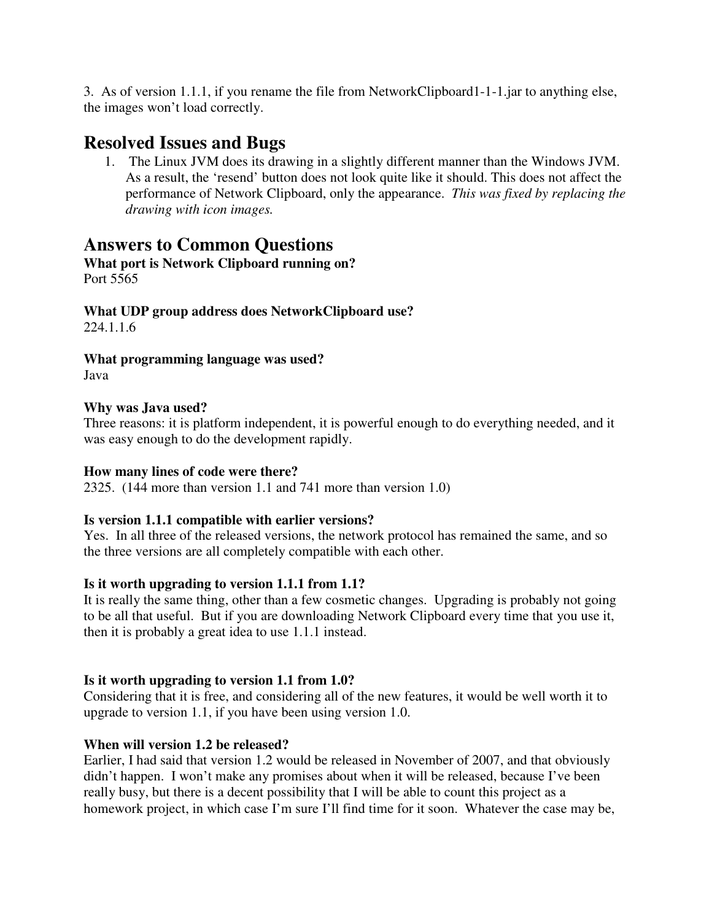3. As of version 1.1.1, if you rename the file from NetworkClipboard1-1-1.jar to anything else, the images won't load correctly.

## Resolved Issues and Bugs

1. The Linux JVM does its drawing in a slightly different manner than the Windows JVM. As a result, the 'resend' button does not look quite like it should. This does not affect the performance of Network Clipboard, only the appearance. *This was fixed by replacing the drawing with icon images.*

## Answers to Common Questions

**What port is Network Clipboard running on?**
Port 5565

**What UDP group address does NetworkClipboard use?**
224.1.1.6

**What programming language was used?**
Java

**Why was Java used?**
Three reasons: it is platform independent, it is powerful enough to do everything needed, and it was easy enough to do the development rapidly.

**How many lines of code were there?**
2325. (144 more than version 1.1 and 741 more than version 1.0)

**Is version 1.1.1 compatible with earlier versions?**
Yes. In all three of the released versions, the network protocol has remained the same, and so the three versions are all completely compatible with each other.

**Is it worth upgrading to version 1.1.1 from 1.1?**
It is really the same thing, other than a few cosmetic changes. Upgrading is probably not going to be all that useful. But if you are downloading Network Clipboard every time that you use it, then it is probably a great idea to use 1.1.1 instead.

**Is it worth upgrading to version 1.1 from 1.0?**
Considering that it is free, and considering all of the new features, it would be well worth it to upgrade to version 1.1, if you have been using version 1.0.

**When will version 1.2 be released?**
Earlier, I had said that version 1.2 would be released in November of 2007, and that obviously didn't happen. I won't make any promises about when it will be released, because I've been really busy, but there is a decent possibility that I will be able to count this project as a homework project, in which case I'm sure I'll find time for it soon. Whatever the case may be,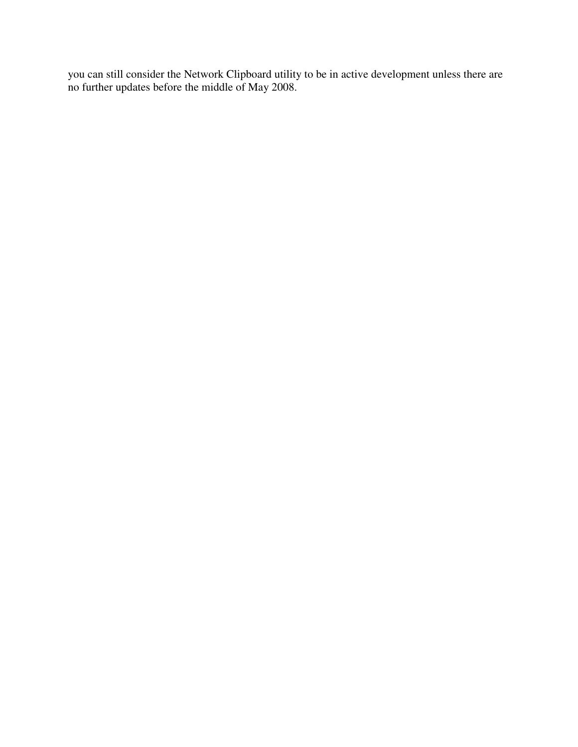you can still consider the Network Clipboard utility to be in active development unless there are no further updates before the middle of May 2008.